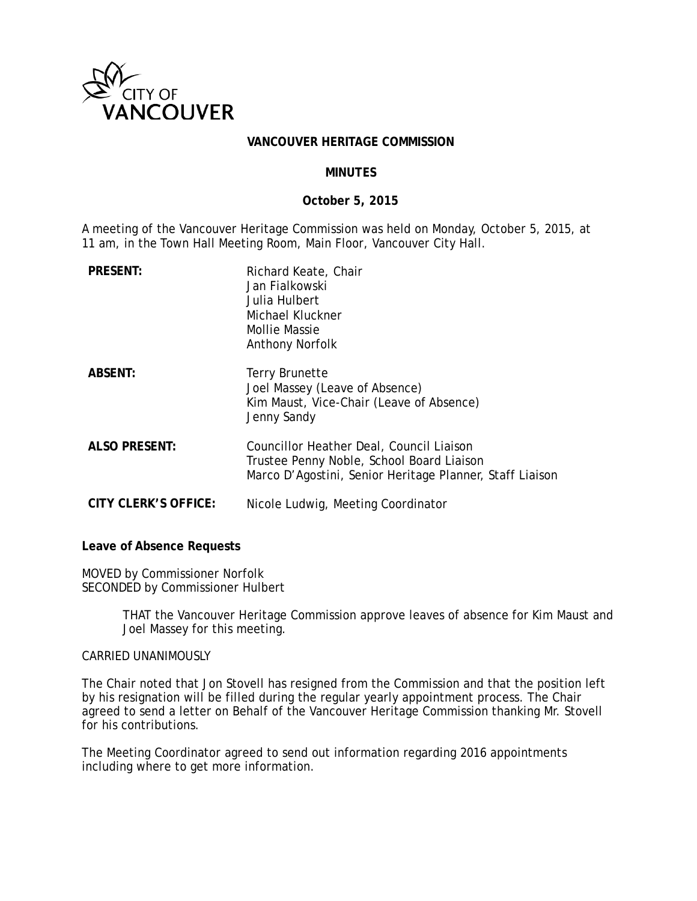CITY OF VANCOUVER

**VANCOUVER HERITAGE COMMISSION**

**MINUTES**

**October 5, 2015**

A meeting of the Vancouver Heritage Commission was held on Monday, October 5, 2015, at 11 am, in the Town Hall Meeting Room, Main Floor, Vancouver City Hall.

| | |
|---|---|
| **PRESENT:** | Richard Keate, Chair<br>Jan Fialkowski<br>Julia Hulbert<br>Michael Kluckner<br>Mollie Massie<br>Anthony Norfolk |
| **ABSENT:** | Terry Brunette<br>Joel Massey (Leave of Absence)<br>Kim Maust, Vice-Chair (Leave of Absence)<br>Jenny Sandy |
| **ALSO PRESENT:** | Councillor Heather Deal, Council Liaison<br>Trustee Penny Noble, School Board Liaison<br>Marco D'Agostini, Senior Heritage Planner, Staff Liaison |
| **CITY CLERK'S OFFICE:** | Nicole Ludwig, Meeting Coordinator |

**Leave of Absence Requests**

MOVED by Commissioner Norfolk
SECONDED by Commissioner Hulbert

> THAT the Vancouver Heritage Commission approve leaves of absence for Kim Maust and Joel Massey for this meeting.

CARRIED UNANIMOUSLY

The Chair noted that Jon Stovell has resigned from the Commission and that the position left by his resignation will be filled during the regular yearly appointment process. The Chair agreed to send a letter on Behalf of the Vancouver Heritage Commission thanking Mr. Stovell for his contributions.

The Meeting Coordinator agreed to send out information regarding 2016 appointments including where to get more information.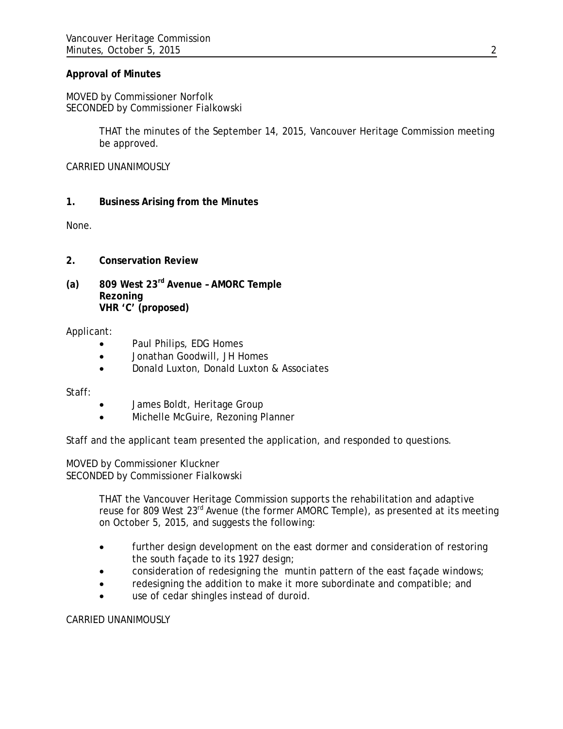**Approval of Minutes**

MOVED by Commissioner Norfolk
SECONDED by Commissioner Fialkowski

> THAT the minutes of the September 14, 2015, Vancouver Heritage Commission meeting be approved.

CARRIED UNANIMOUSLY

**1. Business Arising from the Minutes**

None.

**2. Conservation Review**

**(a) 809 West 23rd Avenue – AMORC Temple**
**Rezoning**
**VHR 'C' (proposed)**

Applicant:

- Paul Philips, EDG Homes
- Jonathan Goodwill, JH Homes
- Donald Luxton, Donald Luxton & Associates

Staff:

- James Boldt, Heritage Group
- Michelle McGuire, Rezoning Planner

Staff and the applicant team presented the application, and responded to questions.

MOVED by Commissioner Kluckner
SECONDED by Commissioner Fialkowski

> THAT the Vancouver Heritage Commission supports the rehabilitation and adaptive reuse for 809 West 23rd Avenue (the former AMORC Temple), as presented at its meeting on October 5, 2015, and suggests the following:
>
> - further design development on the east dormer and consideration of restoring the south façade to its 1927 design;
> - consideration of redesigning the muntin pattern of the east façade windows;
> - redesigning the addition to make it more subordinate and compatible; and
> - use of cedar shingles instead of duroid.

CARRIED UNANIMOUSLY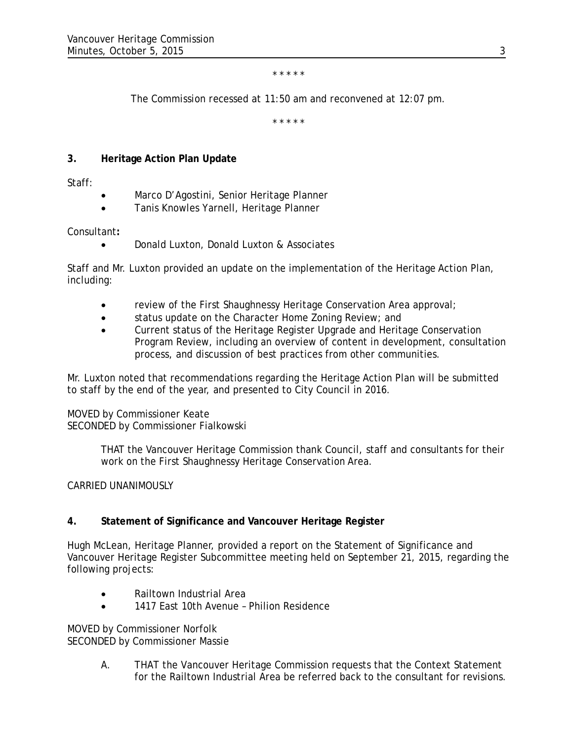\* \* \* \* \*

The Commission recessed at 11:50 am and reconvened at 12:07 pm.

\* \* \* \* \*

**3. Heritage Action Plan Update**

Staff:

- Marco D'Agostini, Senior Heritage Planner
- Tanis Knowles Yarnell, Heritage Planner

Consultant**:**

- Donald Luxton, Donald Luxton & Associates

Staff and Mr. Luxton provided an update on the implementation of the Heritage Action Plan, including:

- review of the First Shaughnessy Heritage Conservation Area approval;
- status update on the Character Home Zoning Review; and
- Current status of the Heritage Register Upgrade and Heritage Conservation Program Review, including an overview of content in development, consultation process, and discussion of best practices from other communities.

Mr. Luxton noted that recommendations regarding the Heritage Action Plan will be submitted to staff by the end of the year, and presented to City Council in 2016.

MOVED by Commissioner Keate
SECONDED by Commissioner Fialkowski

> THAT the Vancouver Heritage Commission thank Council, staff and consultants for their work on the First Shaughnessy Heritage Conservation Area.

CARRIED UNANIMOUSLY

**4. Statement of Significance and Vancouver Heritage Register**

Hugh McLean, Heritage Planner, provided a report on the Statement of Significance and Vancouver Heritage Register Subcommittee meeting held on September 21, 2015, regarding the following projects:

- Railtown Industrial Area
- 1417 East 10th Avenue – Philion Residence

MOVED by Commissioner Norfolk
SECONDED by Commissioner Massie

> A. THAT the Vancouver Heritage Commission requests that the Context Statement for the Railtown Industrial Area be referred back to the consultant for revisions.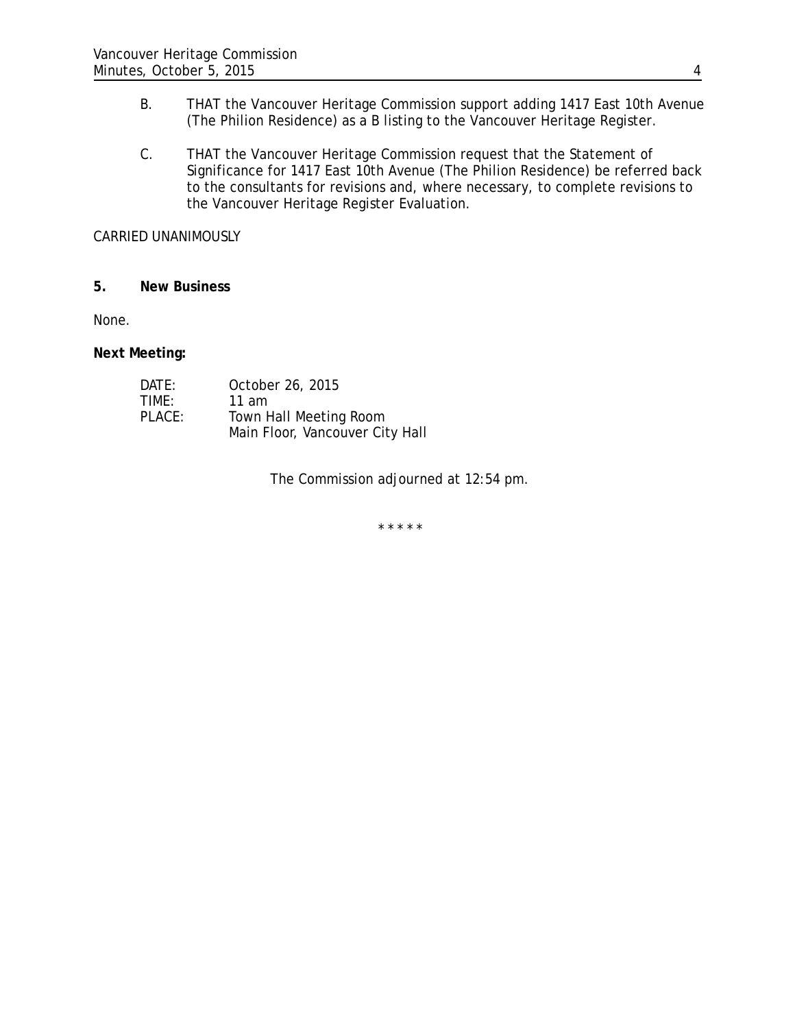B. THAT the Vancouver Heritage Commission support adding 1417 East 10th Avenue (The Philion Residence) as a B listing to the Vancouver Heritage Register.

C. THAT the Vancouver Heritage Commission request that the Statement of Significance for 1417 East 10th Avenue (The Philion Residence) be referred back to the consultants for revisions and, where necessary, to complete revisions to the Vancouver Heritage Register Evaluation.

CARRIED UNANIMOUSLY

## 5. New Business

None.

**Next Meeting:**

DATE: October 26, 2015
TIME: 11 am
PLACE: Town Hall Meeting Room
Main Floor, Vancouver City Hall

The Commission adjourned at 12:54 pm.

* * * * *